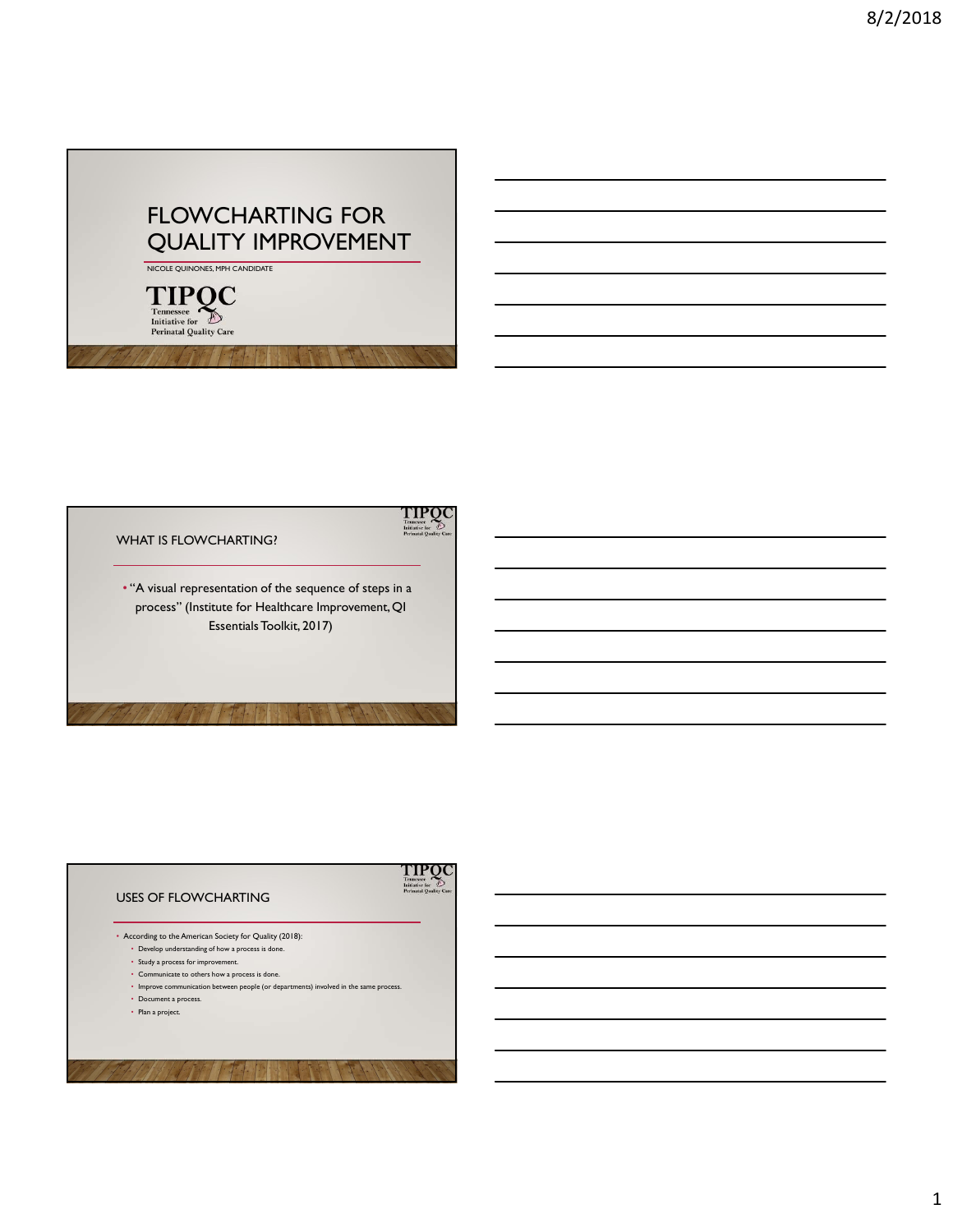# FLOWCHARTING FOR QUALITY IMPROVEMENT

NICOLE QUINONES, MPH CANDIDATE

TIPQC
Tennessee Initiative for Perinatal Quality Care

## WHAT IS FLOWCHARTING?

- "A visual representation of the sequence of steps in a process" (Institute for Healthcare Improvement, QI Essentials Toolkit, 2017)

## USES OF FLOWCHARTING

- According to the American Society for Quality (2018):
  - Develop understanding of how a process is done.
  - Study a process for improvement.
  - Communicate to others how a process is done.
  - Improve communication between people (or departments) involved in the same process.
  - Document a process.
  - Plan a project.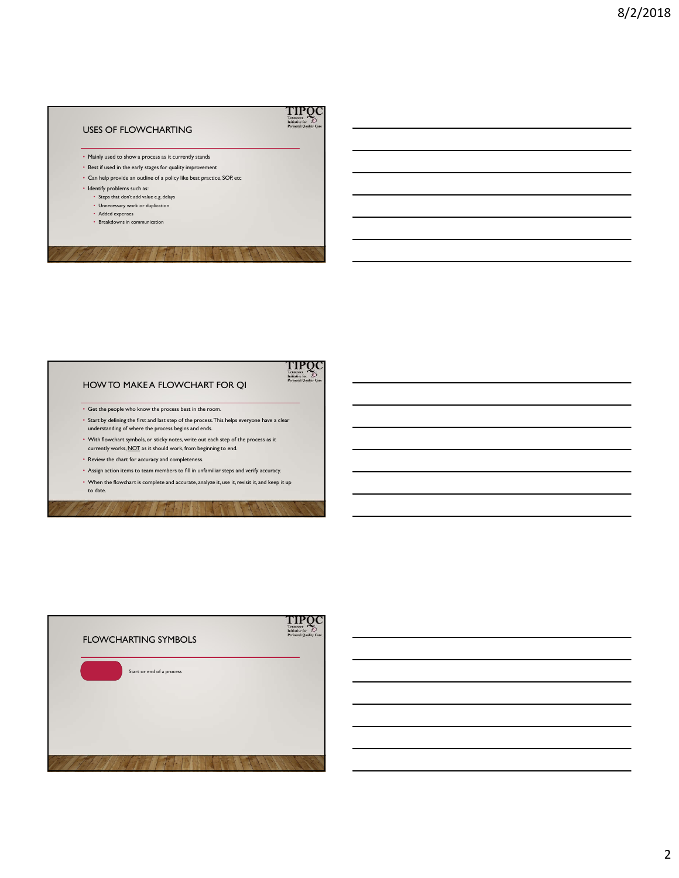## USES OF FLOWCHARTING

- Mainly used to show a process as it currently stands
- Best if used in the early stages for quality improvement
- Can help provide an outline of a policy like best practice, SOP, etc
- Identify problems such as:
  - Steps that don't add value e.g. delays
  - Unnecessary work or duplication
  - Added expenses
  - Breakdowns in communication

## HOW TO MAKE A FLOWCHART FOR QI

- Get the people who know the process best in the room.
- Start by defining the first and last step of the process. This helps everyone have a clear understanding of where the process begins and ends.
- With flowchart symbols, or sticky notes, write out each step of the process as it currently works, NOT as it should work, from beginning to end.
- Review the chart for accuracy and completeness.
- Assign action items to team members to fill in unfamiliar steps and verify accuracy.
- When the flowchart is complete and accurate, analyze it, use it, revisit it, and keep it up to date.

## FLOWCHARTING SYMBOLS

Start or end of a process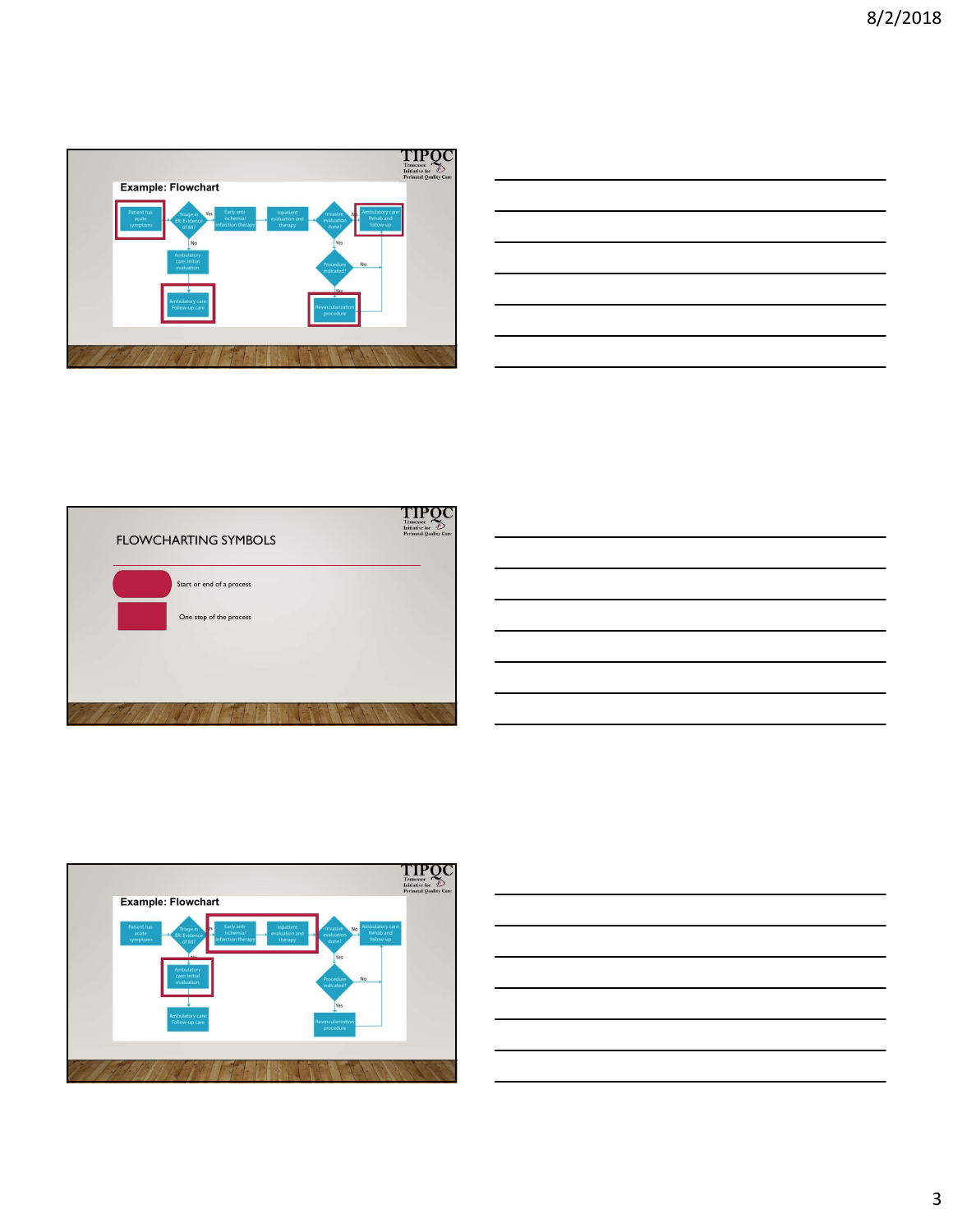## Example: Flowchart

Patient has acute symptoms → Triage in ER: Evidence of MI?

- Yes → Early anti-ischemia/infarction therapy → Inpatient evaluation and therapy → Invasive evaluation done?
  - No → Ambulatory care: Rehab and follow-up
  - Yes → Procedure indicated?
    - No → Ambulatory care: Rehab and follow-up
    - Yes → Revascularization procedure → Ambulatory care: Rehab and follow-up
- No → Ambulatory care: Initial evaluation → Ambulatory care: Follow-up care

## FLOWCHARTING SYMBOLS

- Start or end of a process
- One step of the process

## Example: Flowchart

Patient has acute symptoms → Triage in ER: Evidence of MI?

- Yes → Early anti-ischemia/infarction therapy → Inpatient evaluation and therapy → Invasive evaluation done?
  - No → Ambulatory care: Rehab and follow-up
  - Yes → Procedure indicated?
    - No → Ambulatory care: Rehab and follow-up
    - Yes → Revascularization procedure → Ambulatory care: Rehab and follow-up
- No → Ambulatory care: Initial evaluation → Ambulatory care: Follow-up care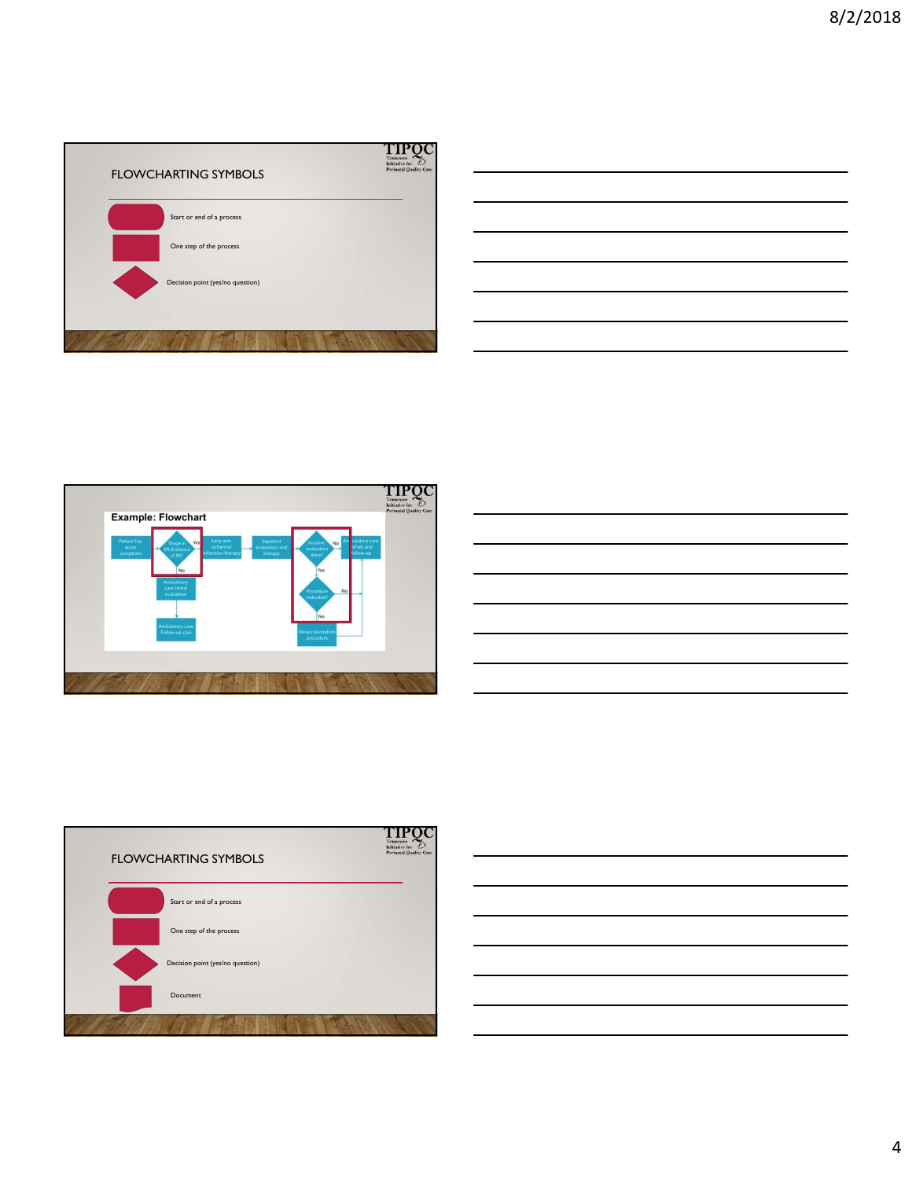## FLOWCHARTING SYMBOLS

- Start or end of a process
- One step of the process
- Decision point (yes/no question)

## Example: Flowchart

Patient has acute symptoms → Triage in ER: Evidence of MI? → Yes → Early anti-ischemia/infarction therapy → Inpatient evaluation and therapy → Invasive evaluation done? → No → Ambulatory care: rehab and follow-up

Triage in ER: Evidence of MI? → No → Ambulatory care: initial evaluation → Ambulatory care: Follow-up care

Invasive evaluation done? → Yes → Procedure indicated? → Yes → Revascularization procedure

Procedure indicated? → No → Ambulatory care: rehab and follow-up

## FLOWCHARTING SYMBOLS

- Start or end of a process
- One step of the process
- Decision point (yes/no question)
- Document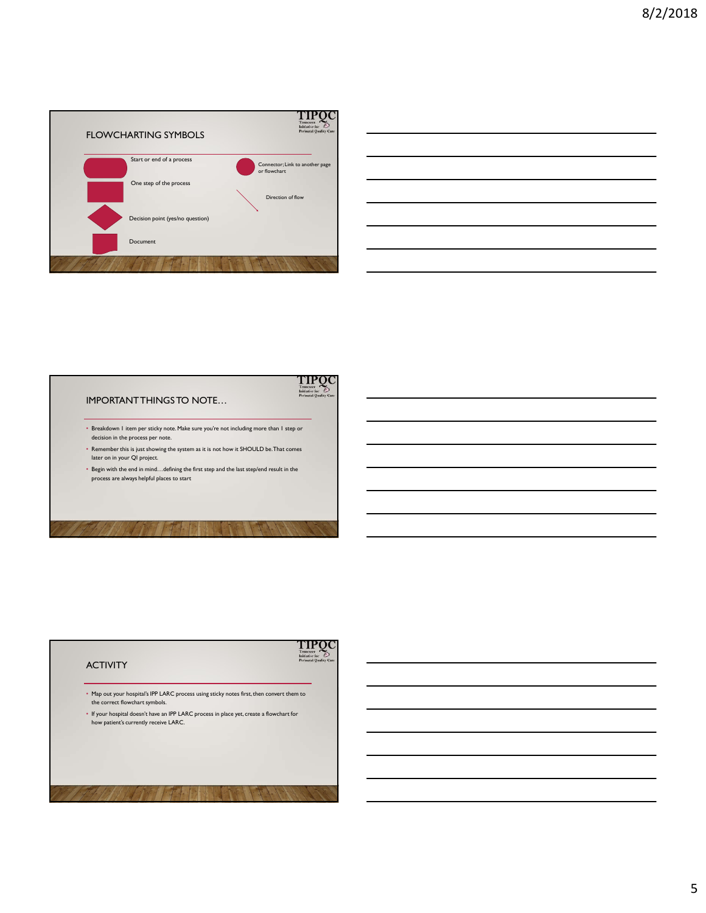## FLOWCHARTING SYMBOLS

- Start or end of a process
- One step of the process
- Decision point (yes/no question)
- Document
- Connector; Link to another page or flowchart
- Direction of flow

## IMPORTANT THINGS TO NOTE…

- Breakdown 1 item per sticky note. Make sure you're not including more than 1 step or decision in the process per note.
- Remember this is just showing the system as it is not how it SHOULD be. That comes later on in your QI project.
- Begin with the end in mind…defining the first step and the last step/end result in the process are always helpful places to start

## ACTIVITY

- Map out your hospital's IPP LARC process using sticky notes first, then convert them to the correct flowchart symbols.
- If your hospital doesn't have an IPP LARC process in place yet, create a flowchart for how patient's currently receive LARC.